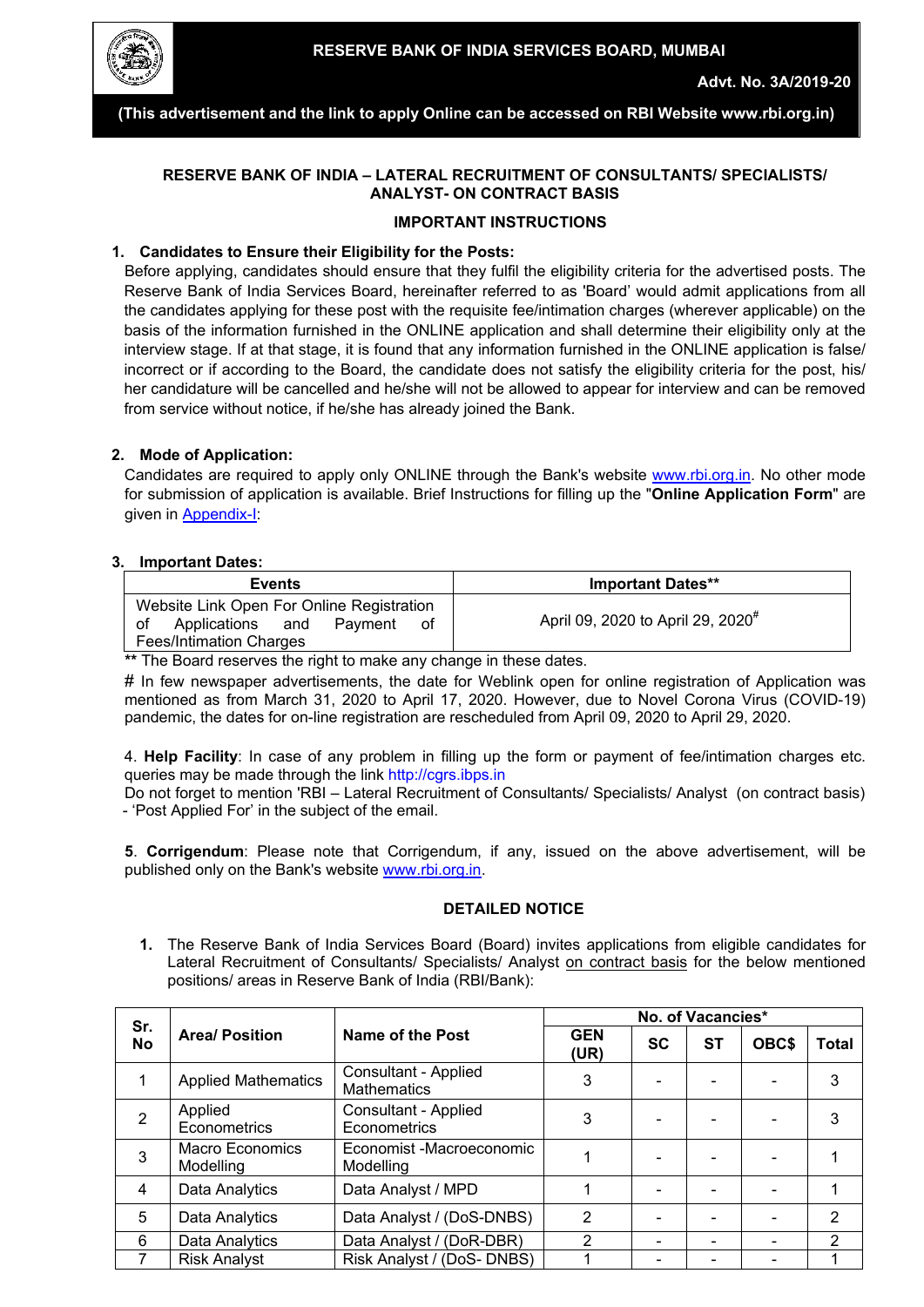# RESERVE BANK OF INDIA SERVICES BOARD, MUMBAI

**Advt. No. 3A/2019-20**

**(This advertisement and the link to apply Online can be accessed on RBI Website www.rbi.org.in)**

## RESERVE BANK OF INDIA – LATERAL RECRUITMENT OF CONSULTANTS/ SPECIALISTS/ ANALYST- ON CONTRACT BASIS

### IMPORTANT INSTRUCTIONS

**1. Candidates to Ensure their Eligibility for the Posts:**

Before applying, candidates should ensure that they fulfil the eligibility criteria for the advertised posts. The Reserve Bank of India Services Board, hereinafter referred to as 'Board' would admit applications from all the candidates applying for these post with the requisite fee/intimation charges (wherever applicable) on the basis of the information furnished in the ONLINE application and shall determine their eligibility only at the interview stage. If at that stage, it is found that any information furnished in the ONLINE application is false/ incorrect or if according to the Board, the candidate does not satisfy the eligibility criteria for the post, his/ her candidature will be cancelled and he/she will not be allowed to appear for interview and can be removed from service without notice, if he/she has already joined the Bank.

**2. Mode of Application:**

Candidates are required to apply only ONLINE through the Bank's website www.rbi.org.in. No other mode for submission of application is available. Brief Instructions for filling up the "**Online Application Form**" are given in Appendix-I:

**3. Important Dates:**

| Events | Important Dates** |
|---|---|
| Website Link Open For Online Registration of Applications and Payment of Fees/Intimation Charges | April 09, 2020 to April 29, 2020# |

** The Board reserves the right to make any change in these dates.

# In few newspaper advertisements, the date for Weblink open for online registration of Application was mentioned as from March 31, 2020 to April 17, 2020. However, due to Novel Corona Virus (COVID-19) pandemic, the dates for on-line registration are rescheduled from April 09, 2020 to April 29, 2020.

4. **Help Facility**: In case of any problem in filling up the form or payment of fee/intimation charges etc. queries may be made through the link http://cgrs.ibps.in

Do not forget to mention 'RBI – Lateral Recruitment of Consultants/ Specialists/ Analyst (on contract basis) - 'Post Applied For' in the subject of the email.

**5**. **Corrigendum**: Please note that Corrigendum, if any, issued on the above advertisement, will be published only on the Bank's website www.rbi.org.in.

### DETAILED NOTICE

**1.** The Reserve Bank of India Services Board (Board) invites applications from eligible candidates for Lateral Recruitment of Consultants/ Specialists/ Analyst on contract basis for the below mentioned positions/ areas in Reserve Bank of India (RBI/Bank):

| Sr. No | Area/ Position | Name of the Post | No. of Vacancies* | | | | |
|---|---|---|---|---|---|---|---|
| | | | GEN (UR) | SC | ST | OBC$ | Total |
| 1 | Applied Mathematics | Consultant - Applied Mathematics | 3 | - | - | - | 3 |
| 2 | Applied Econometrics | Consultant - Applied Econometrics | 3 | - | - | - | 3 |
| 3 | Macro Economics Modelling | Economist -Macroeconomic Modelling | 1 | - | - | - | 1 |
| 4 | Data Analytics | Data Analyst / MPD | 1 | - | - | - | 1 |
| 5 | Data Analytics | Data Analyst / (DoS-DNBS) | 2 | - | - | - | 2 |
| 6 | Data Analytics | Data Analyst / (DoR-DBR) | 2 | - | - | - | 2 |
| 7 | Risk Analyst | Risk Analyst / (DoS- DNBS) | 1 | - | - | - | 1 |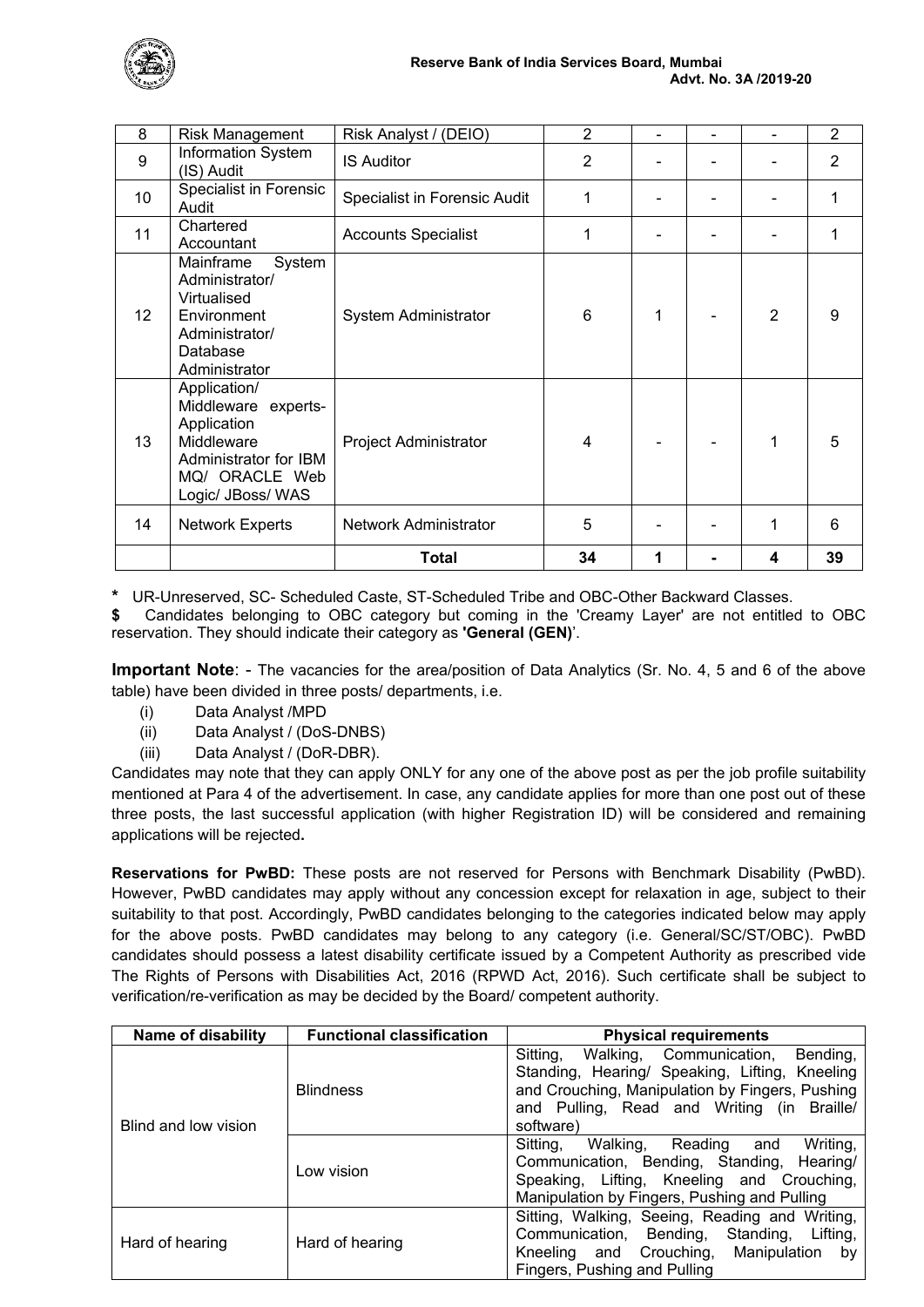| | | | | | | | |
|---|---|---|---|---|---|---|---|
| 8 | Risk Management | Risk Analyst / (DEIO) | 2 | - | - | - | 2 |
| 9 | Information System (IS) Audit | IS Auditor | 2 | - | - | - | 2 |
| 10 | Specialist in Forensic Audit | Specialist in Forensic Audit | 1 | - | - | - | 1 |
| 11 | Chartered Accountant | Accounts Specialist | 1 | - | - | - | 1 |
| 12 | Mainframe System Administrator/ Virtualised Environment Administrator/ Database Administrator | System Administrator | 6 | 1 | - | 2 | 9 |
| 13 | Application/ Middleware experts-Application Middleware Administrator for IBM MQ/ ORACLE Web Logic/ JBoss/ WAS | Project Administrator | 4 | - | - | 1 | 5 |
| 14 | Network Experts | Network Administrator | 5 | - | - | 1 | 6 |
| | | **Total** | **34** | **1** | **-** | **4** | **39** |

**\*** UR-Unreserved, SC- Scheduled Caste, ST-Scheduled Tribe and OBC-Other Backward Classes.

**$** Candidates belonging to OBC category but coming in the 'Creamy Layer' are not entitled to OBC reservation. They should indicate their category as **'General (GEN)**'.

**Important Note**: - The vacancies for the area/position of Data Analytics (Sr. No. 4, 5 and 6 of the above table) have been divided in three posts/ departments, i.e.

(i) Data Analyst /MPD
(ii) Data Analyst / (DoS-DNBS)
(iii) Data Analyst / (DoR-DBR).

Candidates may note that they can apply ONLY for any one of the above post as per the job profile suitability mentioned at Para 4 of the advertisement. In case, any candidate applies for more than one post out of these three posts, the last successful application (with higher Registration ID) will be considered and remaining applications will be rejected**.**

**Reservations for PwBD:** These posts are not reserved for Persons with Benchmark Disability (PwBD). However, PwBD candidates may apply without any concession except for relaxation in age, subject to their suitability to that post. Accordingly, PwBD candidates belonging to the categories indicated below may apply for the above posts. PwBD candidates may belong to any category (i.e. General/SC/ST/OBC). PwBD candidates should possess a latest disability certificate issued by a Competent Authority as prescribed vide The Rights of Persons with Disabilities Act, 2016 (RPWD Act, 2016). Such certificate shall be subject to verification/re-verification as may be decided by the Board/ competent authority.

| Name of disability | Functional classification | Physical requirements |
|---|---|---|
| Blind and low vision | Blindness | Sitting, Walking, Communication, Bending, Standing, Hearing/ Speaking, Lifting, Kneeling and Crouching, Manipulation by Fingers, Pushing and Pulling, Read and Writing (in Braille/ software) |
| | Low vision | Sitting, Walking, Reading and Writing, Communication, Bending, Standing, Hearing/ Speaking, Lifting, Kneeling and Crouching, Manipulation by Fingers, Pushing and Pulling |
| Hard of hearing | Hard of hearing | Sitting, Walking, Seeing, Reading and Writing, Communication, Bending, Standing, Lifting, Kneeling and Crouching, Manipulation by Fingers, Pushing and Pulling |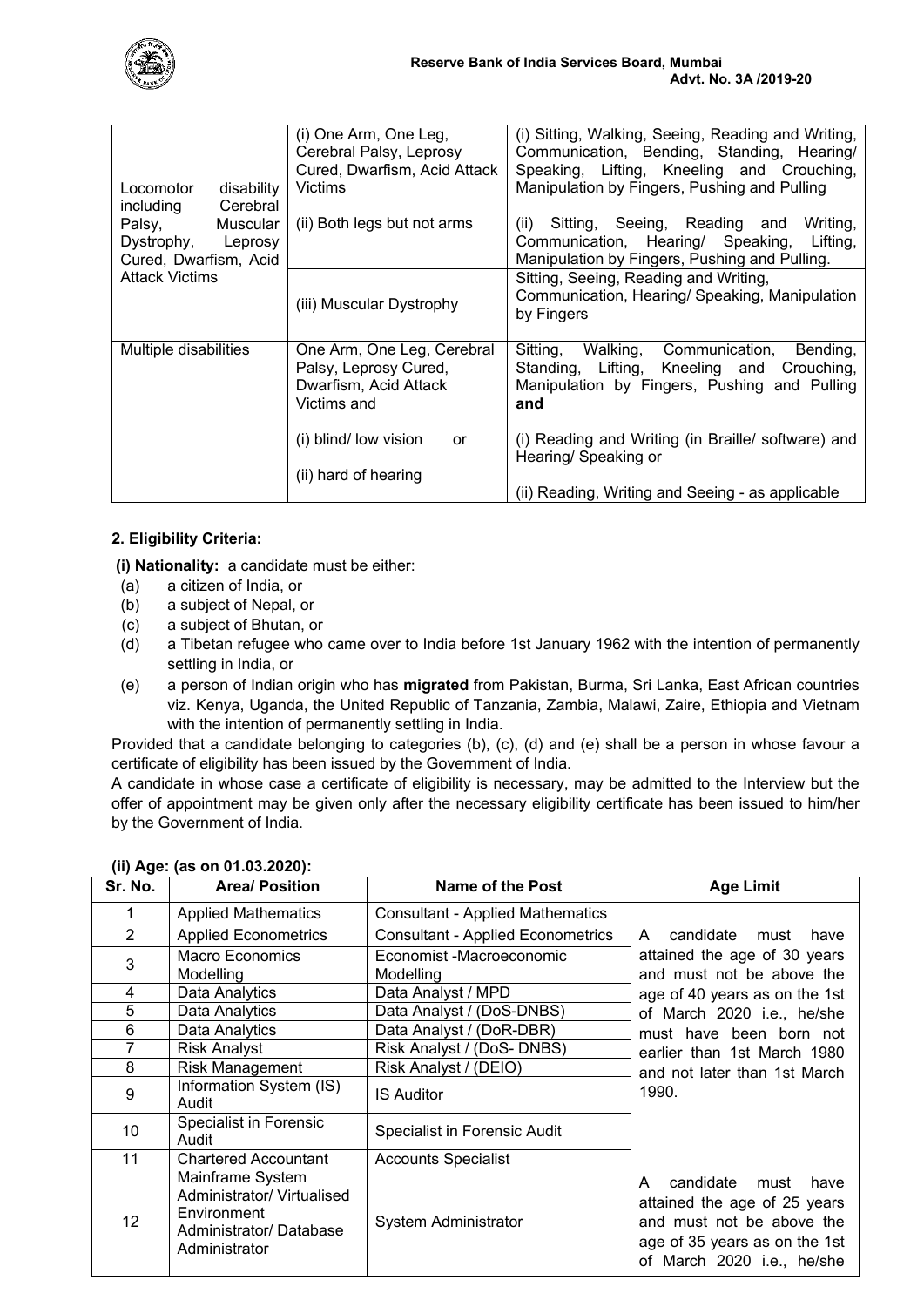| | | |
|---|---|---|
| Locomotor disability including Cerebral Palsy, Muscular Dystrophy, Leprosy Cured, Dwarfism, Acid Attack Victims | (i) One Arm, One Leg, Cerebral Palsy, Leprosy Cured, Dwarfism, Acid Attack Victims<br><br>(ii) Both legs but not arms | (i) Sitting, Walking, Seeing, Reading and Writing, Communication, Bending, Standing, Hearing/ Speaking, Lifting, Kneeling and Crouching, Manipulation by Fingers, Pushing and Pulling<br><br>(ii) Sitting, Seeing, Reading and Writing, Communication, Hearing/ Speaking, Lifting, Manipulation by Fingers, Pushing and Pulling. |
| | (iii) Muscular Dystrophy | Sitting, Seeing, Reading and Writing, Communication, Hearing/ Speaking, Manipulation by Fingers |
| Multiple disabilities | One Arm, One Leg, Cerebral Palsy, Leprosy Cured, Dwarfism, Acid Attack Victims and<br><br>(i) blind/ low vision or<br><br>(ii) hard of hearing | Sitting, Walking, Communication, Bending, Standing, Lifting, Kneeling and Crouching, Manipulation by Fingers, Pushing and Pulling **and**<br><br>(i) Reading and Writing (in Braille/ software) and Hearing/ Speaking or<br><br>(ii) Reading, Writing and Seeing - as applicable |

**2. Eligibility Criteria:**

**(i) Nationality:** a candidate must be either:

(a) a citizen of India, or
(b) a subject of Nepal, or
(c) a subject of Bhutan, or
(d) a Tibetan refugee who came over to India before 1st January 1962 with the intention of permanently settling in India, or
(e) a person of Indian origin who has **migrated** from Pakistan, Burma, Sri Lanka, East African countries viz. Kenya, Uganda, the United Republic of Tanzania, Zambia, Malawi, Zaire, Ethiopia and Vietnam with the intention of permanently settling in India.

Provided that a candidate belonging to categories (b), (c), (d) and (e) shall be a person in whose favour a certificate of eligibility has been issued by the Government of India.

A candidate in whose case a certificate of eligibility is necessary, may be admitted to the Interview but the offer of appointment may be given only after the necessary eligibility certificate has been issued to him/her by the Government of India.

**(ii) Age: (as on 01.03.2020):**

| Sr. No. | Area/ Position | Name of the Post | Age Limit |
|---|---|---|---|
| 1 | Applied Mathematics | Consultant - Applied Mathematics | A candidate must have attained the age of 30 years and must not be above the age of 40 years as on the 1st of March 2020 i.e., he/she must have been born not earlier than 1st March 1980 and not later than 1st March 1990. |
| 2 | Applied Econometrics | Consultant - Applied Econometrics | |
| 3 | Macro Economics Modelling | Economist -Macroeconomic Modelling | |
| 4 | Data Analytics | Data Analyst / MPD | |
| 5 | Data Analytics | Data Analyst / (DoS-DNBS) | |
| 6 | Data Analytics | Data Analyst / (DoR-DBR) | |
| 7 | Risk Analyst | Risk Analyst / (DoS- DNBS) | |
| 8 | Risk Management | Risk Analyst / (DEIO) | |
| 9 | Information System (IS) Audit | IS Auditor | |
| 10 | Specialist in Forensic Audit | Specialist in Forensic Audit | |
| 11 | Chartered Accountant | Accounts Specialist | |
| 12 | Mainframe System Administrator/ Virtualised Environment Administrator/ Database Administrator | System Administrator | A candidate must have attained the age of 25 years and must not be above the age of 35 years as on the 1st of March 2020 i.e., he/she |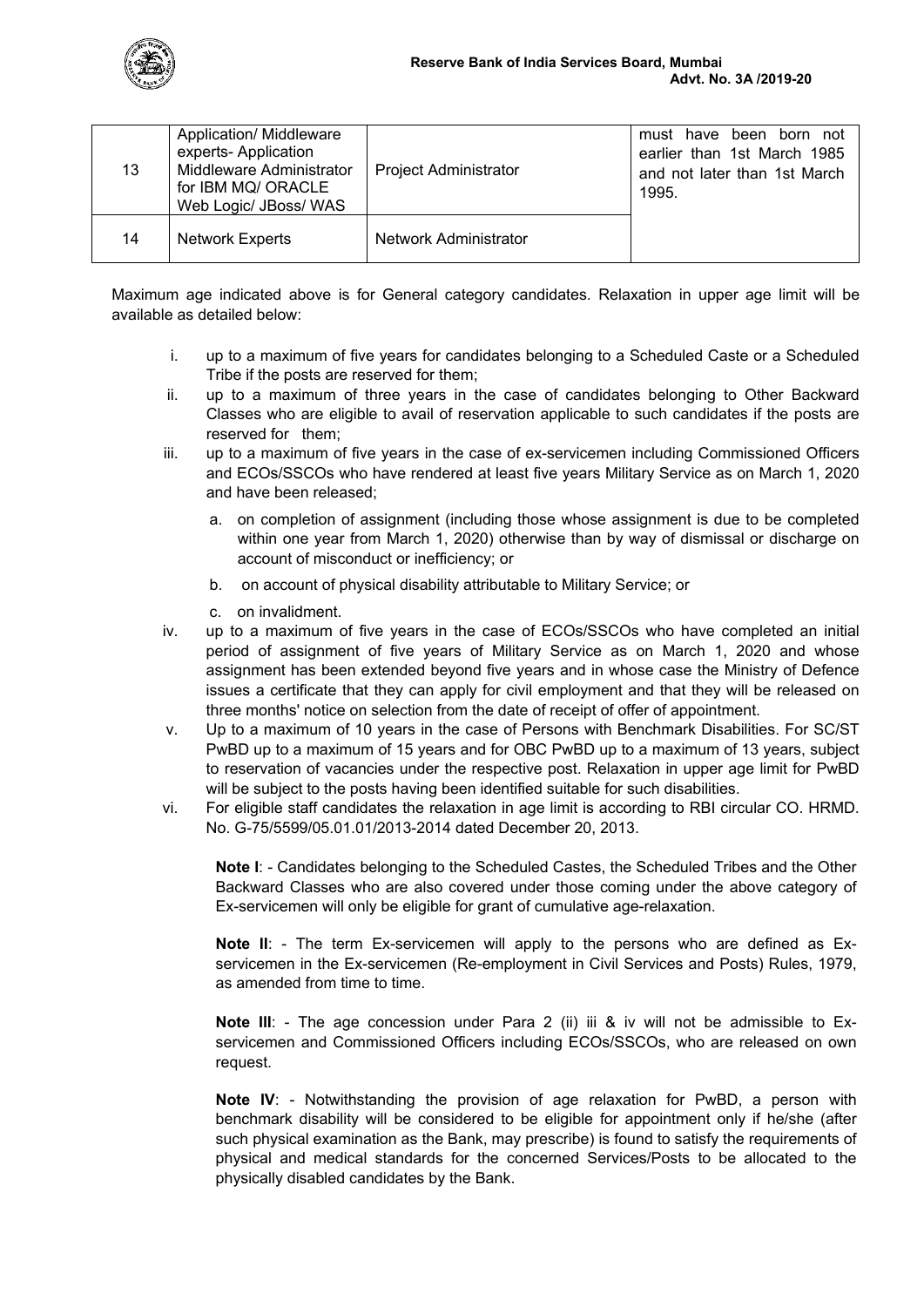| | | | |
|---|---|---|---|
| 13 | Application/ Middleware experts- Application Middleware Administrator for IBM MQ/ ORACLE Web Logic/ JBoss/ WAS | Project Administrator | must have been born not earlier than 1st March 1985 and not later than 1st March 1995. |
| 14 | Network Experts | Network Administrator | |

Maximum age indicated above is for General category candidates. Relaxation in upper age limit will be available as detailed below:

i. up to a maximum of five years for candidates belonging to a Scheduled Caste or a Scheduled Tribe if the posts are reserved for them;

ii. up to a maximum of three years in the case of candidates belonging to Other Backward Classes who are eligible to avail of reservation applicable to such candidates if the posts are reserved for them;

iii. up to a maximum of five years in the case of ex-servicemen including Commissioned Officers and ECOs/SSCOs who have rendered at least five years Military Service as on March 1, 2020 and have been released;

   a. on completion of assignment (including those whose assignment is due to be completed within one year from March 1, 2020) otherwise than by way of dismissal or discharge on account of misconduct or inefficiency; or

   b. on account of physical disability attributable to Military Service; or

   c. on invalidment.

iv. up to a maximum of five years in the case of ECOs/SSCOs who have completed an initial period of assignment of five years of Military Service as on March 1, 2020 and whose assignment has been extended beyond five years and in whose case the Ministry of Defence issues a certificate that they can apply for civil employment and that they will be released on three months' notice on selection from the date of receipt of offer of appointment.

v. Up to a maximum of 10 years in the case of Persons with Benchmark Disabilities. For SC/ST PwBD up to a maximum of 15 years and for OBC PwBD up to a maximum of 13 years, subject to reservation of vacancies under the respective post. Relaxation in upper age limit for PwBD will be subject to the posts having been identified suitable for such disabilities.

vi. For eligible staff candidates the relaxation in age limit is according to RBI circular CO. HRMD. No. G-75/5599/05.01.01/2013-2014 dated December 20, 2013.

**Note I**: - Candidates belonging to the Scheduled Castes, the Scheduled Tribes and the Other Backward Classes who are also covered under those coming under the above category of Ex-servicemen will only be eligible for grant of cumulative age-relaxation.

**Note II**: - The term Ex-servicemen will apply to the persons who are defined as Ex-servicemen in the Ex-servicemen (Re-employment in Civil Services and Posts) Rules, 1979, as amended from time to time.

**Note III**: - The age concession under Para 2 (ii) iii & iv will not be admissible to Ex-servicemen and Commissioned Officers including ECOs/SSCOs, who are released on own request.

**Note IV**: - Notwithstanding the provision of age relaxation for PwBD, a person with benchmark disability will be considered to be eligible for appointment only if he/she (after such physical examination as the Bank, may prescribe) is found to satisfy the requirements of physical and medical standards for the concerned Services/Posts to be allocated to the physically disabled candidates by the Bank.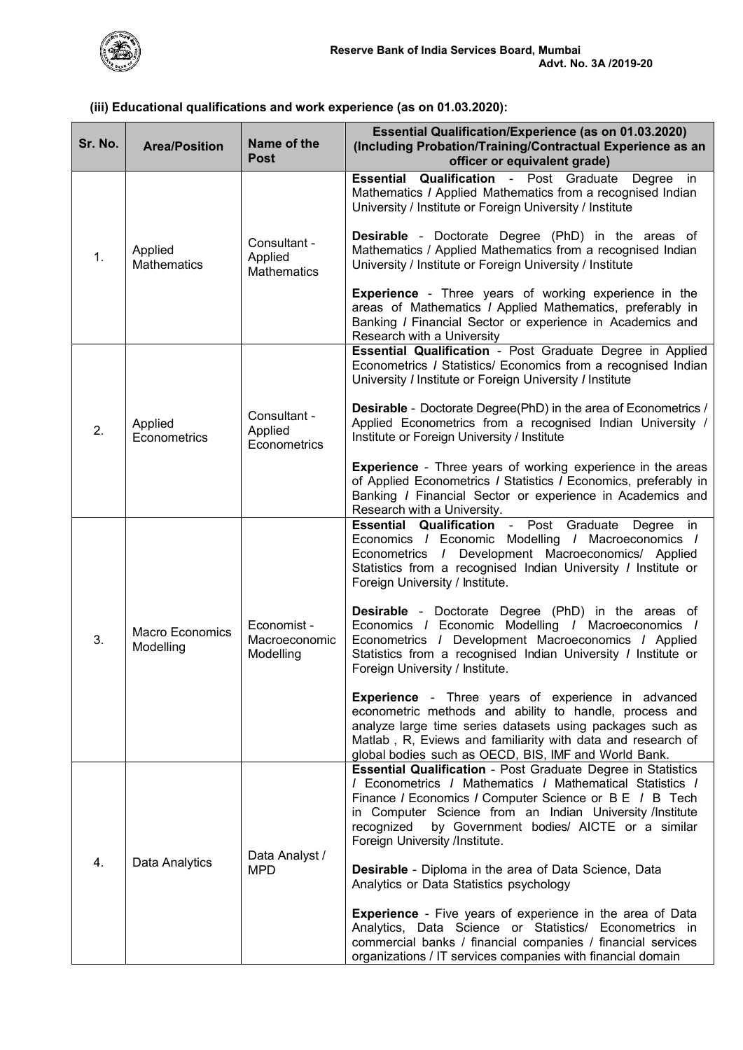**(iii) Educational qualifications and work experience (as on 01.03.2020):**

| Sr. No. | Area/Position | Name of the Post | Essential Qualification/Experience (as on 01.03.2020) (Including Probation/Training/Contractual Experience as an officer or equivalent grade) |
|---|---|---|---|
| 1. | Applied Mathematics | Consultant - Applied Mathematics | **Essential Qualification** - Post Graduate Degree in Mathematics / Applied Mathematics from a recognised Indian University / Institute or Foreign University / Institute<br><br>**Desirable** - Doctorate Degree (PhD) in the areas of Mathematics / Applied Mathematics from a recognised Indian University / Institute or Foreign University / Institute<br><br>**Experience** - Three years of working experience in the areas of Mathematics / Applied Mathematics, preferably in Banking / Financial Sector or experience in Academics and Research with a University |
| 2. | Applied Econometrics | Consultant - Applied Econometrics | **Essential Qualification** - Post Graduate Degree in Applied Econometrics / Statistics/ Economics from a recognised Indian University / Institute or Foreign University / Institute<br><br>**Desirable** - Doctorate Degree(PhD) in the area of Econometrics / Applied Econometrics from a recognised Indian University / Institute or Foreign University / Institute<br><br>**Experience** - Three years of working experience in the areas of Applied Econometrics / Statistics / Economics, preferably in Banking / Financial Sector or experience in Academics and Research with a University. |
| 3. | Macro Economics Modelling | Economist - Macroeconomic Modelling | **Essential Qualification** - Post Graduate Degree in Economics / Economic Modelling / Macroeconomics / Econometrics / Development Macroeconomics/ Applied Statistics from a recognised Indian University / Institute or Foreign University / Institute.<br><br>**Desirable** - Doctorate Degree (PhD) in the areas of Economics / Economic Modelling / Macroeconomics / Econometrics / Development Macroeconomics / Applied Statistics from a recognised Indian University / Institute or Foreign University / Institute.<br><br>**Experience** - Three years of experience in advanced econometric methods and ability to handle, process and analyze large time series datasets using packages such as Matlab , R, Eviews and familiarity with data and research of global bodies such as OECD, BIS, IMF and World Bank. |
| 4. | Data Analytics | Data Analyst / MPD | **Essential Qualification** - Post Graduate Degree in Statistics / Econometrics / Mathematics / Mathematical Statistics / Finance / Economics / Computer Science or B E / B Tech in Computer Science from an Indian University /Institute recognized by Government bodies/ AICTE or a similar Foreign University /Institute.<br><br>**Desirable** - Diploma in the area of Data Science, Data Analytics or Data Statistics psychology<br><br>**Experience** - Five years of experience in the area of Data Analytics, Data Science or Statistics/ Econometrics in commercial banks / financial companies / financial services organizations / IT services companies with financial domain |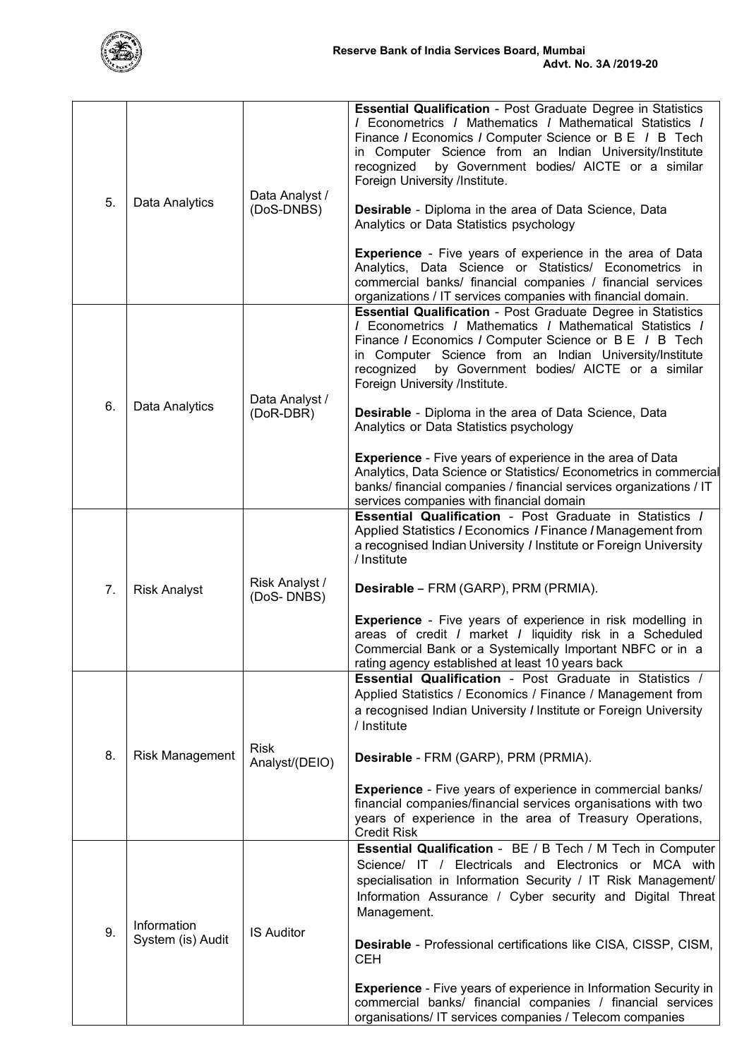| | | | |
|---|---|---|---|
| 5. | Data Analytics | Data Analyst / (DoS-DNBS) | **Essential Qualification** - Post Graduate Degree in Statistics / Econometrics / Mathematics / Mathematical Statistics / Finance / Economics / Computer Science or B E / B Tech in Computer Science from an Indian University/Institute recognized by Government bodies/ AICTE or a similar Foreign University /Institute.<br><br>**Desirable** - Diploma in the area of Data Science, Data Analytics or Data Statistics psychology<br><br>**Experience** - Five years of experience in the area of Data Analytics, Data Science or Statistics/ Econometrics in commercial banks/ financial companies / financial services organizations / IT services companies with financial domain. |
| 6. | Data Analytics | Data Analyst / (DoR-DBR) | **Essential Qualification** - Post Graduate Degree in Statistics / Econometrics / Mathematics / Mathematical Statistics / Finance / Economics / Computer Science or B E / B Tech in Computer Science from an Indian University/Institute recognized by Government bodies/ AICTE or a similar Foreign University /Institute.<br><br>**Desirable** - Diploma in the area of Data Science, Data Analytics or Data Statistics psychology<br><br>**Experience** - Five years of experience in the area of Data Analytics, Data Science or Statistics/ Econometrics in commercial banks/ financial companies / financial services organizations / IT services companies with financial domain |
| 7. | Risk Analyst | Risk Analyst / (DoS- DNBS) | **Essential Qualification** - Post Graduate in Statistics / Applied Statistics / Economics / Finance / Management from a recognised Indian University / Institute or Foreign University / Institute<br><br>**Desirable** – FRM (GARP), PRM (PRMIA).<br><br>**Experience** - Five years of experience in risk modelling in areas of credit / market / liquidity risk in a Scheduled Commercial Bank or a Systemically Important NBFC or in a rating agency established at least 10 years back |
| 8. | Risk Management | Risk Analyst/(DEIO) | **Essential Qualification** - Post Graduate in Statistics / Applied Statistics / Economics / Finance / Management from a recognised Indian University / Institute or Foreign University / Institute<br><br>**Desirable** - FRM (GARP), PRM (PRMIA).<br><br>**Experience** - Five years of experience in commercial banks/ financial companies/financial services organisations with two years of experience in the area of Treasury Operations, Credit Risk |
| 9. | Information System (is) Audit | IS Auditor | **Essential Qualification** - BE / B Tech / M Tech in Computer Science/ IT / Electricals and Electronics or MCA with specialisation in Information Security / IT Risk Management/ Information Assurance / Cyber security and Digital Threat Management.<br><br>**Desirable** - Professional certifications like CISA, CISSP, CISM, CEH<br><br>**Experience** - Five years of experience in Information Security in commercial banks/ financial companies / financial services organisations/ IT services companies / Telecom companies |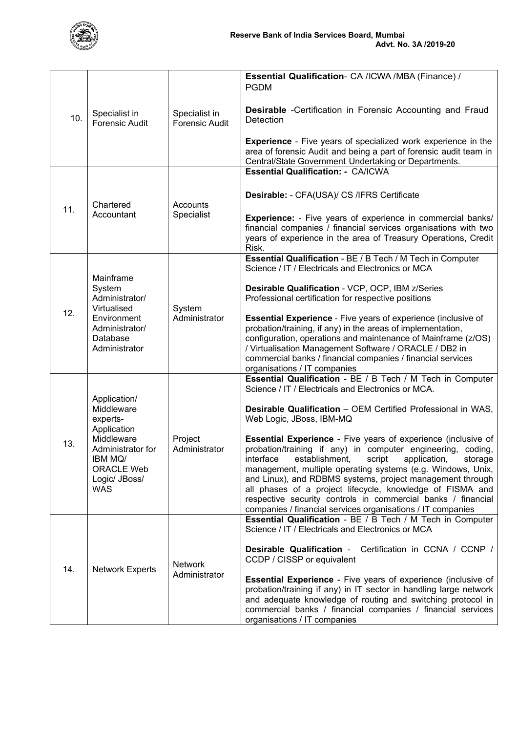| | | | |
|---|---|---|---|
| 10. | Specialist in Forensic Audit | Specialist in Forensic Audit | **Essential Qualification**- CA /ICWA /MBA (Finance) / PGDM<br><br>**Desirable** -Certification in Forensic Accounting and Fraud Detection<br><br>**Experience** - Five years of specialized work experience in the area of forensic Audit and being a part of forensic audit team in Central/State Government Undertaking or Departments. |
| 11. | Chartered Accountant | Accounts Specialist | **Essential Qualification: -** CA/ICWA<br><br>**Desirable:** - CFA(USA)/ CS /IFRS Certificate<br><br>**Experience:** - Five years of experience in commercial banks/ financial companies / financial services organisations with two years of experience in the area of Treasury Operations, Credit Risk. |
| 12. | Mainframe System Administrator/ Virtualised Environment Administrator/ Database Administrator | System Administrator | **Essential Qualification** - BE / B Tech / M Tech in Computer Science / IT / Electricals and Electronics or MCA<br><br>**Desirable Qualification** - VCP, OCP, IBM z/Series Professional certification for respective positions<br><br>**Essential Experience** - Five years of experience (inclusive of probation/training, if any) in the areas of implementation, configuration, operations and maintenance of Mainframe (z/OS) / Virtualisation Management Software / ORACLE / DB2 in commercial banks / financial companies / financial services organisations / IT companies |
| 13. | Application/ Middleware experts- Application Middleware Administrator for IBM MQ/ ORACLE Web Logic/ JBoss/ WAS | Project Administrator | **Essential Qualification** - BE / B Tech / M Tech in Computer Science / IT / Electricals and Electronics or MCA.<br><br>**Desirable Qualification** – OEM Certified Professional in WAS, Web Logic, JBoss, IBM-MQ<br><br>**Essential Experience** - Five years of experience (inclusive of probation/training if any) in computer engineering, coding, interface establishment, script application, storage management, multiple operating systems (e.g. Windows, Unix, and Linux), and RDBMS systems, project management through all phases of a project lifecycle, knowledge of FISMA and respective security controls in commercial banks / financial companies / financial services organisations / IT companies |
| 14. | Network Experts | Network Administrator | **Essential Qualification** - BE / B Tech / M Tech in Computer Science / IT / Electricals and Electronics or MCA<br><br>**Desirable Qualification** - Certification in CCNA / CCNP / CCDP / CISSP or equivalent<br><br>**Essential Experience** - Five years of experience (inclusive of probation/training if any) in IT sector in handling large network and adequate knowledge of routing and switching protocol in commercial banks / financial companies / financial services organisations / IT companies |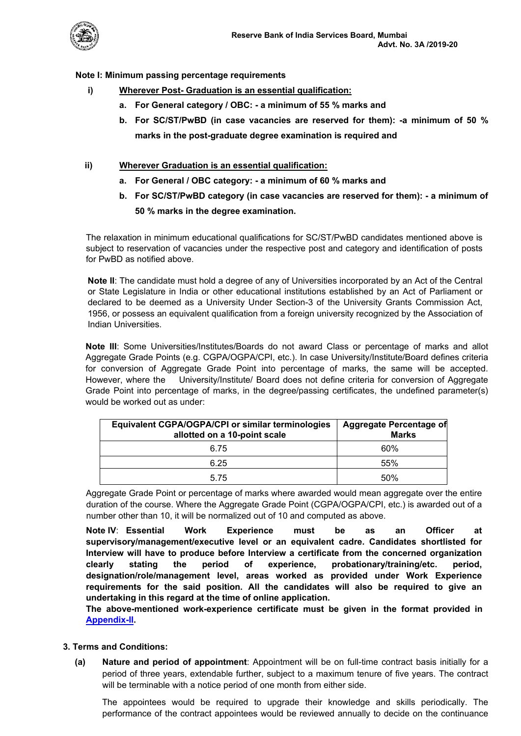**Note I: Minimum passing percentage requirements**

i) **Wherever Post- Graduation is an essential qualification:**

   a. **For General category / OBC: - a minimum of 55 % marks and**

   b. **For SC/ST/PwBD (in case vacancies are reserved for them): -a minimum of 50 % marks in the post-graduate degree examination is required and**

ii) **Wherever Graduation is an essential qualification:**

   a. **For General / OBC category: - a minimum of 60 % marks and**

   b. **For SC/ST/PwBD category (in case vacancies are reserved for them): - a minimum of 50 % marks in the degree examination.**

The relaxation in minimum educational qualifications for SC/ST/PwBD candidates mentioned above is subject to reservation of vacancies under the respective post and category and identification of posts for PwBD as notified above.

**Note II**: The candidate must hold a degree of any of Universities incorporated by an Act of the Central or State Legislature in India or other educational institutions established by an Act of Parliament or declared to be deemed as a University Under Section-3 of the University Grants Commission Act, 1956, or possess an equivalent qualification from a foreign university recognized by the Association of Indian Universities.

**Note III**: Some Universities/Institutes/Boards do not award Class or percentage of marks and allot Aggregate Grade Points (e.g. CGPA/OGPA/CPI, etc.). In case University/Institute/Board defines criteria for conversion of Aggregate Grade Point into percentage of marks, the same will be accepted. However, where the University/Institute/ Board does not define criteria for conversion of Aggregate Grade Point into percentage of marks, in the degree/passing certificates, the undefined parameter(s) would be worked out as under:

| Equivalent CGPA/OGPA/CPI or similar terminologies allotted on a 10-point scale | Aggregate Percentage of Marks |
|---|---|
| 6.75 | 60% |
| 6.25 | 55% |
| 5.75 | 50% |

Aggregate Grade Point or percentage of marks where awarded would mean aggregate over the entire duration of the course. Where the Aggregate Grade Point (CGPA/OGPA/CPI, etc.) is awarded out of a number other than 10, it will be normalized out of 10 and computed as above.

**Note IV**: **Essential Work Experience must be as an Officer at supervisory/management/executive level or an equivalent cadre. Candidates shortlisted for Interview will have to produce before Interview a certificate from the concerned organization clearly stating the period of experience, probationary/training/etc. period, designation/role/management level, areas worked as provided under Work Experience requirements for the said position. All the candidates will also be required to give an undertaking in this regard at the time of online application.**

**The above-mentioned work-experience certificate must be given in the format provided in Appendix-II.**

**3. Terms and Conditions:**

**(a) Nature and period of appointment**: Appointment will be on full-time contract basis initially for a period of three years, extendable further, subject to a maximum tenure of five years. The contract will be terminable with a notice period of one month from either side.

The appointees would be required to upgrade their knowledge and skills periodically. The performance of the contract appointees would be reviewed annually to decide on the continuance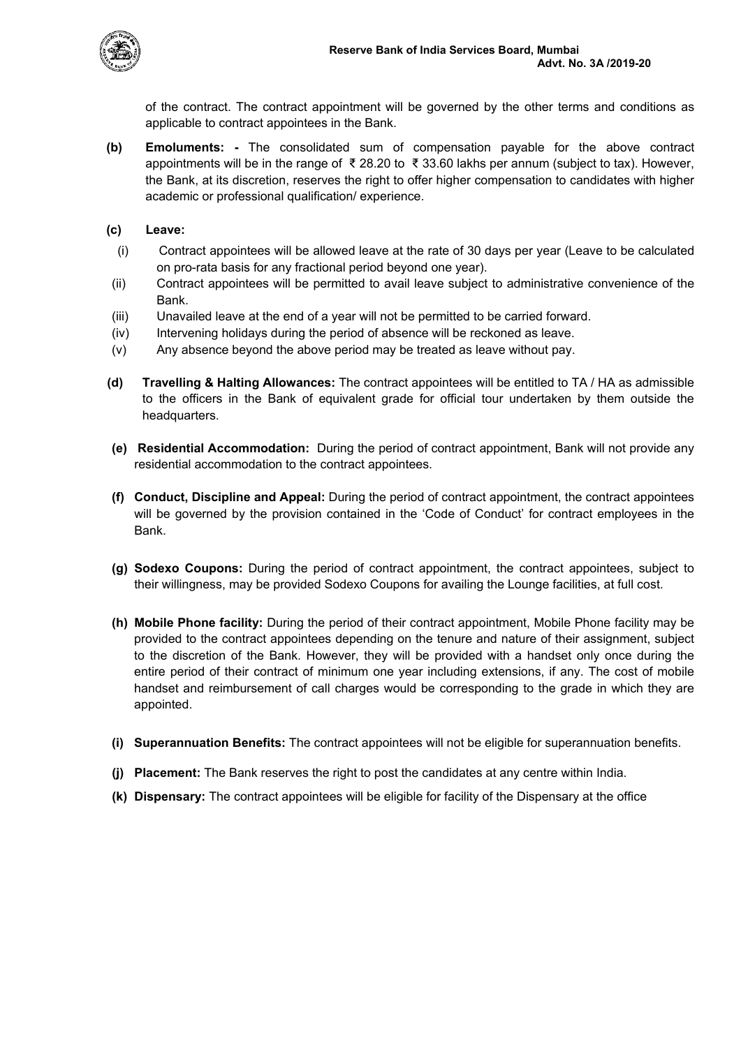of the contract. The contract appointment will be governed by the other terms and conditions as applicable to contract appointees in the Bank.

**(b) Emoluments: -** The consolidated sum of compensation payable for the above contract appointments will be in the range of ₹ 28.20 to ₹ 33.60 lakhs per annum (subject to tax). However, the Bank, at its discretion, reserves the right to offer higher compensation to candidates with higher academic or professional qualification/ experience.

**(c) Leave:**

(i) Contract appointees will be allowed leave at the rate of 30 days per year (Leave to be calculated on pro-rata basis for any fractional period beyond one year).

(ii) Contract appointees will be permitted to avail leave subject to administrative convenience of the Bank.

(iii) Unavailed leave at the end of a year will not be permitted to be carried forward.

(iv) Intervening holidays during the period of absence will be reckoned as leave.

(v) Any absence beyond the above period may be treated as leave without pay.

**(d) Travelling & Halting Allowances:** The contract appointees will be entitled to TA / HA as admissible to the officers in the Bank of equivalent grade for official tour undertaken by them outside the headquarters.

**(e) Residential Accommodation:** During the period of contract appointment, Bank will not provide any residential accommodation to the contract appointees.

**(f) Conduct, Discipline and Appeal:** During the period of contract appointment, the contract appointees will be governed by the provision contained in the 'Code of Conduct' for contract employees in the Bank.

**(g) Sodexo Coupons:** During the period of contract appointment, the contract appointees, subject to their willingness, may be provided Sodexo Coupons for availing the Lounge facilities, at full cost.

**(h) Mobile Phone facility:** During the period of their contract appointment, Mobile Phone facility may be provided to the contract appointees depending on the tenure and nature of their assignment, subject to the discretion of the Bank. However, they will be provided with a handset only once during the entire period of their contract of minimum one year including extensions, if any. The cost of mobile handset and reimbursement of call charges would be corresponding to the grade in which they are appointed.

**(i) Superannuation Benefits:** The contract appointees will not be eligible for superannuation benefits.

**(j) Placement:** The Bank reserves the right to post the candidates at any centre within India.

**(k) Dispensary:** The contract appointees will be eligible for facility of the Dispensary at the office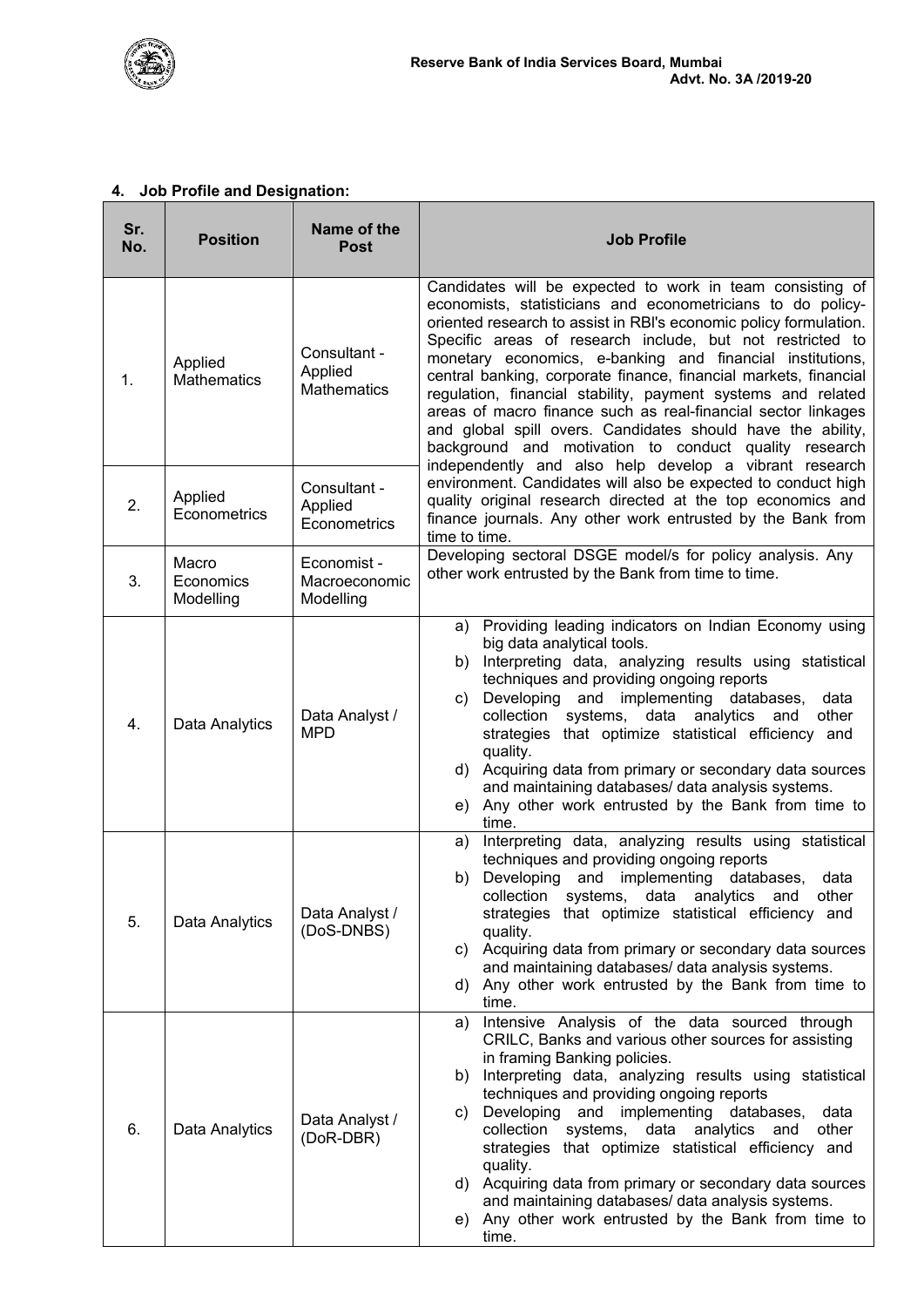## 4. Job Profile and Designation:

| Sr. No. | Position | Name of the Post | Job Profile |
|---|---|---|---|
| 1. | Applied Mathematics | Consultant - Applied Mathematics | Candidates will be expected to work in team consisting of economists, statisticians and econometricians to do policy-oriented research to assist in RBI's economic policy formulation. Specific areas of research include, but not restricted to monetary economics, e-banking and financial institutions, central banking, corporate finance, financial markets, financial regulation, financial stability, payment systems and related areas of macro finance such as real-financial sector linkages and global spill overs. Candidates should have the ability, background and motivation to conduct quality research independently and also help develop a vibrant research environment. Candidates will also be expected to conduct high quality original research directed at the top economics and finance journals. Any other work entrusted by the Bank from time to time. |
| 2. | Applied Econometrics | Consultant - Applied Econometrics | |
| 3. | Macro Economics Modelling | Economist - Macroeconomic Modelling | Developing sectoral DSGE model/s for policy analysis. Any other work entrusted by the Bank from time to time. |
| 4. | Data Analytics | Data Analyst / MPD | a) Providing leading indicators on Indian Economy using big data analytical tools.<br>b) Interpreting data, analyzing results using statistical techniques and providing ongoing reports<br>c) Developing and implementing databases, data collection systems, data analytics and other strategies that optimize statistical efficiency and quality.<br>d) Acquiring data from primary or secondary data sources and maintaining databases/ data analysis systems.<br>e) Any other work entrusted by the Bank from time to time. |
| 5. | Data Analytics | Data Analyst / (DoS-DNBS) | a) Interpreting data, analyzing results using statistical techniques and providing ongoing reports<br>b) Developing and implementing databases, data collection systems, data analytics and other strategies that optimize statistical efficiency and quality.<br>c) Acquiring data from primary or secondary data sources and maintaining databases/ data analysis systems.<br>d) Any other work entrusted by the Bank from time to time. |
| 6. | Data Analytics | Data Analyst / (DoR-DBR) | a) Intensive Analysis of the data sourced through CRILC, Banks and various other sources for assisting in framing Banking policies.<br>b) Interpreting data, analyzing results using statistical techniques and providing ongoing reports<br>c) Developing and implementing databases, data collection systems, data analytics and other strategies that optimize statistical efficiency and quality.<br>d) Acquiring data from primary or secondary data sources and maintaining databases/ data analysis systems.<br>e) Any other work entrusted by the Bank from time to time. |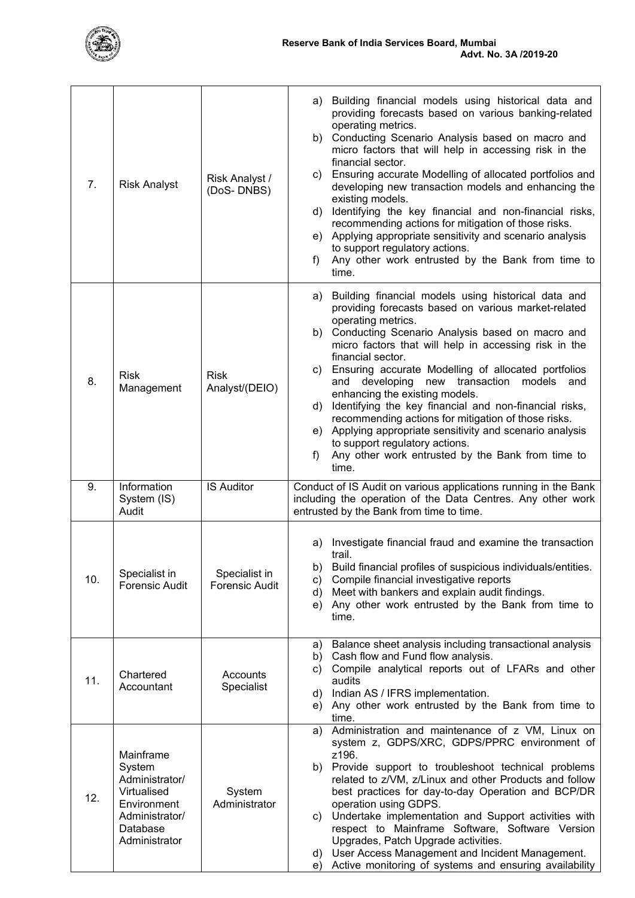| | | | |
|---|---|---|---|
| 7. | Risk Analyst | Risk Analyst / (DoS- DNBS) | a) Building financial models using historical data and providing forecasts based on various banking-related operating metrics.<br>b) Conducting Scenario Analysis based on macro and micro factors that will help in accessing risk in the financial sector.<br>c) Ensuring accurate Modelling of allocated portfolios and developing new transaction models and enhancing the existing models.<br>d) Identifying the key financial and non-financial risks, recommending actions for mitigation of those risks.<br>e) Applying appropriate sensitivity and scenario analysis to support regulatory actions.<br>f) Any other work entrusted by the Bank from time to time. |
| 8. | Risk Management | Risk Analyst/(DEIO) | a) Building financial models using historical data and providing forecasts based on various market-related operating metrics.<br>b) Conducting Scenario Analysis based on macro and micro factors that will help in accessing risk in the financial sector.<br>c) Ensuring accurate Modelling of allocated portfolios and developing new transaction models and enhancing the existing models.<br>d) Identifying the key financial and non-financial risks, recommending actions for mitigation of those risks.<br>e) Applying appropriate sensitivity and scenario analysis to support regulatory actions.<br>f) Any other work entrusted by the Bank from time to time. |
| 9. | Information System (IS) Audit | IS Auditor | Conduct of IS Audit on various applications running in the Bank including the operation of the Data Centres. Any other work entrusted by the Bank from time to time. |
| 10. | Specialist in Forensic Audit | Specialist in Forensic Audit | a) Investigate financial fraud and examine the transaction trail.<br>b) Build financial profiles of suspicious individuals/entities.<br>c) Compile financial investigative reports<br>d) Meet with bankers and explain audit findings.<br>e) Any other work entrusted by the Bank from time to time. |
| 11. | Chartered Accountant | Accounts Specialist | a) Balance sheet analysis including transactional analysis<br>b) Cash flow and Fund flow analysis.<br>c) Compile analytical reports out of LFARs and other audits<br>d) Indian AS / IFRS implementation.<br>e) Any other work entrusted by the Bank from time to time. |
| 12. | Mainframe System Administrator/ Virtualised Environment Administrator/ Database Administrator | System Administrator | a) Administration and maintenance of z VM, Linux on system z, GDPS/XRC, GDPS/PPRC environment of z196.<br>b) Provide support to troubleshoot technical problems related to z/VM, z/Linux and other Products and follow best practices for day-to-day Operation and BCP/DR operation using GDPS.<br>c) Undertake implementation and Support activities with respect to Mainframe Software, Software Version Upgrades, Patch Upgrade activities.<br>d) User Access Management and Incident Management.<br>e) Active monitoring of systems and ensuring availability |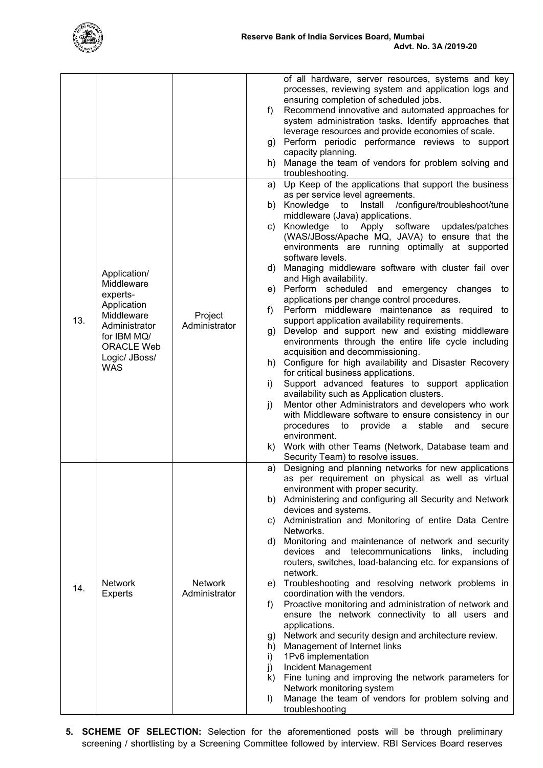| | | | |
|---|---|---|---|
| | | | of all hardware, server resources, systems and key processes, reviewing system and application logs and ensuring completion of scheduled jobs.<br>f) Recommend innovative and automated approaches for system administration tasks. Identify approaches that leverage resources and provide economies of scale.<br>g) Perform periodic performance reviews to support capacity planning.<br>h) Manage the team of vendors for problem solving and troubleshooting. |
| 13. | Application/ Middleware experts- Application Middleware Administrator for IBM MQ/ ORACLE Web Logic/ JBoss/ WAS | Project Administrator | a) Up Keep of the applications that support the business as per service level agreements.<br>b) Knowledge to Install /configure/troubleshoot/tune middleware (Java) applications.<br>c) Knowledge to Apply software updates/patches (WAS/JBoss/Apache MQ, JAVA) to ensure that the environments are running optimally at supported software levels.<br>d) Managing middleware software with cluster fail over and High availability.<br>e) Perform scheduled and emergency changes to applications per change control procedures.<br>f) Perform middleware maintenance as required to support application availability requirements.<br>g) Develop and support new and existing middleware environments through the entire life cycle including acquisition and decommissioning.<br>h) Configure for high availability and Disaster Recovery for critical business applications.<br>i) Support advanced features to support application availability such as Application clusters.<br>j) Mentor other Administrators and developers who work with Middleware software to ensure consistency in our procedures to provide a stable and secure environment.<br>k) Work with other Teams (Network, Database team and Security Team) to resolve issues. |
| 14. | Network Experts | Network Administrator | a) Designing and planning networks for new applications as per requirement on physical as well as virtual environment with proper security.<br>b) Administering and configuring all Security and Network devices and systems.<br>c) Administration and Monitoring of entire Data Centre Networks.<br>d) Monitoring and maintenance of network and security devices and telecommunications links, including routers, switches, load-balancing etc. for expansions of network.<br>e) Troubleshooting and resolving network problems in coordination with the vendors.<br>f) Proactive monitoring and administration of network and ensure the network connectivity to all users and applications.<br>g) Network and security design and architecture review.<br>h) Management of Internet links<br>i) 1Pv6 implementation<br>j) Incident Management<br>k) Fine tuning and improving the network parameters for Network monitoring system<br>l) Manage the team of vendors for problem solving and troubleshooting |

5. **SCHEME OF SELECTION:** Selection for the aforementioned posts will be through preliminary screening / shortlisting by a Screening Committee followed by interview. RBI Services Board reserves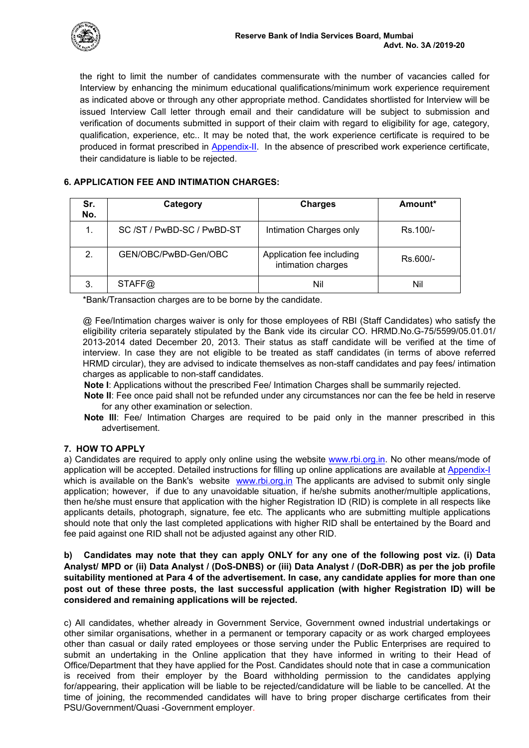the right to limit the number of candidates commensurate with the number of vacancies called for Interview by enhancing the minimum educational qualifications/minimum work experience requirement as indicated above or through any other appropriate method. Candidates shortlisted for Interview will be issued Interview Call letter through email and their candidature will be subject to submission and verification of documents submitted in support of their claim with regard to eligibility for age, category, qualification, experience, etc.. It may be noted that, the work experience certificate is required to be produced in format prescribed in Appendix-II. In the absence of prescribed work experience certificate, their candidature is liable to be rejected.

**6. APPLICATION FEE AND INTIMATION CHARGES:**

| Sr. No. | Category | Charges | Amount* |
|---|---|---|---|
| 1. | SC /ST / PwBD-SC / PwBD-ST | Intimation Charges only | Rs.100/- |
| 2. | GEN/OBC/PwBD-Gen/OBC | Application fee including intimation charges | Rs.600/- |
| 3. | STAFF@ | Nil | Nil |

*Bank/Transaction charges are to be borne by the candidate.

@ Fee/Intimation charges waiver is only for those employees of RBI (Staff Candidates) who satisfy the eligibility criteria separately stipulated by the Bank vide its circular CO. HRMD.No.G-75/5599/05.01.01/ 2013-2014 dated December 20, 2013. Their status as staff candidate will be verified at the time of interview. In case they are not eligible to be treated as staff candidates (in terms of above referred HRMD circular), they are advised to indicate themselves as non-staff candidates and pay fees/ intimation charges as applicable to non-staff candidates.

**Note I**: Applications without the prescribed Fee/ Intimation Charges shall be summarily rejected.

**Note II**: Fee once paid shall not be refunded under any circumstances nor can the fee be held in reserve for any other examination or selection.

**Note III**: Fee/ Intimation Charges are required to be paid only in the manner prescribed in this advertisement.

**7. HOW TO APPLY**

a) Candidates are required to apply only online using the website www.rbi.org.in. No other means/mode of application will be accepted. Detailed instructions for filling up online applications are available at Appendix-I which is available on the Bank's website www.rbi.org.in The applicants are advised to submit only single application; however, if due to any unavoidable situation, if he/she submits another/multiple applications, then he/she must ensure that application with the higher Registration ID (RID) is complete in all respects like applicants details, photograph, signature, fee etc. The applicants who are submitting multiple applications should note that only the last completed applications with higher RID shall be entertained by the Board and fee paid against one RID shall not be adjusted against any other RID.

**b) Candidates may note that they can apply ONLY for any one of the following post viz. (i) Data Analyst/ MPD or (ii) Data Analyst / (DoS-DNBS) or (iii) Data Analyst / (DoR-DBR) as per the job profile suitability mentioned at Para 4 of the advertisement. In case, any candidate applies for more than one post out of these three posts, the last successful application (with higher Registration ID) will be considered and remaining applications will be rejected.**

c) All candidates, whether already in Government Service, Government owned industrial undertakings or other similar organisations, whether in a permanent or temporary capacity or as work charged employees other than casual or daily rated employees or those serving under the Public Enterprises are required to submit an undertaking in the Online application that they have informed in writing to their Head of Office/Department that they have applied for the Post. Candidates should note that in case a communication is received from their employer by the Board withholding permission to the candidates applying for/appearing, their application will be liable to be rejected/candidature will be liable to be cancelled. At the time of joining, the recommended candidates will have to bring proper discharge certificates from their PSU/Government/Quasi -Government employer.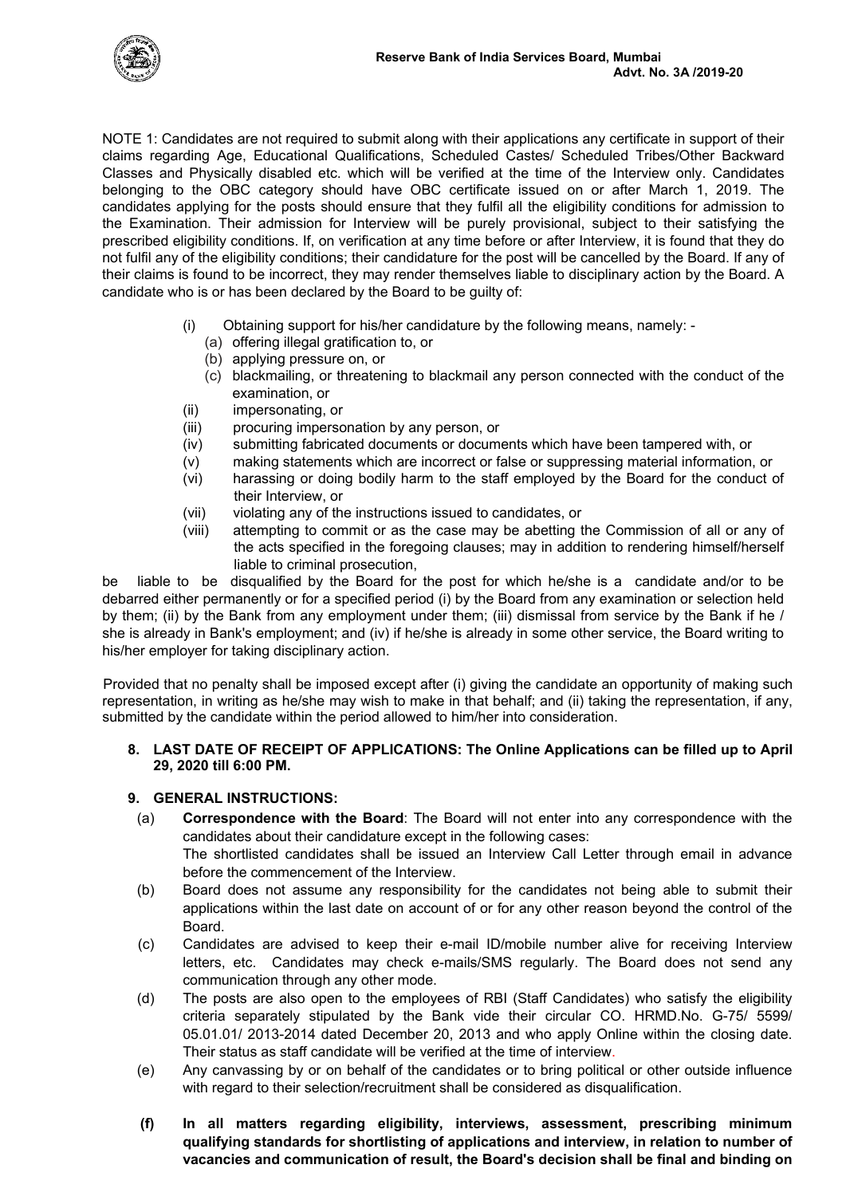NOTE 1: Candidates are not required to submit along with their applications any certificate in support of their claims regarding Age, Educational Qualifications, Scheduled Castes/ Scheduled Tribes/Other Backward Classes and Physically disabled etc. which will be verified at the time of the Interview only. Candidates belonging to the OBC category should have OBC certificate issued on or after March 1, 2019. The candidates applying for the posts should ensure that they fulfil all the eligibility conditions for admission to the Examination. Their admission for Interview will be purely provisional, subject to their satisfying the prescribed eligibility conditions. If, on verification at any time before or after Interview, it is found that they do not fulfil any of the eligibility conditions; their candidature for the post will be cancelled by the Board. If any of their claims is found to be incorrect, they may render themselves liable to disciplinary action by the Board. A candidate who is or has been declared by the Board to be guilty of:

- (i) Obtaining support for his/her candidature by the following means, namely: -
  - (a) offering illegal gratification to, or
  - (b) applying pressure on, or
  - (c) blackmailing, or threatening to blackmail any person connected with the conduct of the examination, or
- (ii) impersonating, or
- (iii) procuring impersonation by any person, or
- (iv) submitting fabricated documents or documents which have been tampered with, or
- (v) making statements which are incorrect or false or suppressing material information, or
- (vi) harassing or doing bodily harm to the staff employed by the Board for the conduct of their Interview, or
- (vii) violating any of the instructions issued to candidates, or
- (viii) attempting to commit or as the case may be abetting the Commission of all or any of the acts specified in the foregoing clauses; may in addition to rendering himself/herself liable to criminal prosecution,

be liable to be disqualified by the Board for the post for which he/she is a candidate and/or to be debarred either permanently or for a specified period (i) by the Board from any examination or selection held by them; (ii) by the Bank from any employment under them; (iii) dismissal from service by the Bank if he / she is already in Bank's employment; and (iv) if he/she is already in some other service, the Board writing to his/her employer for taking disciplinary action.

Provided that no penalty shall be imposed except after (i) giving the candidate an opportunity of making such representation, in writing as he/she may wish to make in that behalf; and (ii) taking the representation, if any, submitted by the candidate within the period allowed to him/her into consideration.

**8. LAST DATE OF RECEIPT OF APPLICATIONS: The Online Applications can be filled up to April 29, 2020 till 6:00 PM.**

**9. GENERAL INSTRUCTIONS:**

(a) **Correspondence with the Board**: The Board will not enter into any correspondence with the candidates about their candidature except in the following cases:
The shortlisted candidates shall be issued an Interview Call Letter through email in advance before the commencement of the Interview.

(b) Board does not assume any responsibility for the candidates not being able to submit their applications within the last date on account of or for any other reason beyond the control of the Board.

(c) Candidates are advised to keep their e-mail ID/mobile number alive for receiving Interview letters, etc. Candidates may check e-mails/SMS regularly. The Board does not send any communication through any other mode.

(d) The posts are also open to the employees of RBI (Staff Candidates) who satisfy the eligibility criteria separately stipulated by the Bank vide their circular CO. HRMD.No. G-75/ 5599/ 05.01.01/ 2013-2014 dated December 20, 2013 and who apply Online within the closing date. Their status as staff candidate will be verified at the time of interview.

(e) Any canvassing by or on behalf of the candidates or to bring political or other outside influence with regard to their selection/recruitment shall be considered as disqualification.

**(f) In all matters regarding eligibility, interviews, assessment, prescribing minimum qualifying standards for shortlisting of applications and interview, in relation to number of vacancies and communication of result, the Board's decision shall be final and binding on**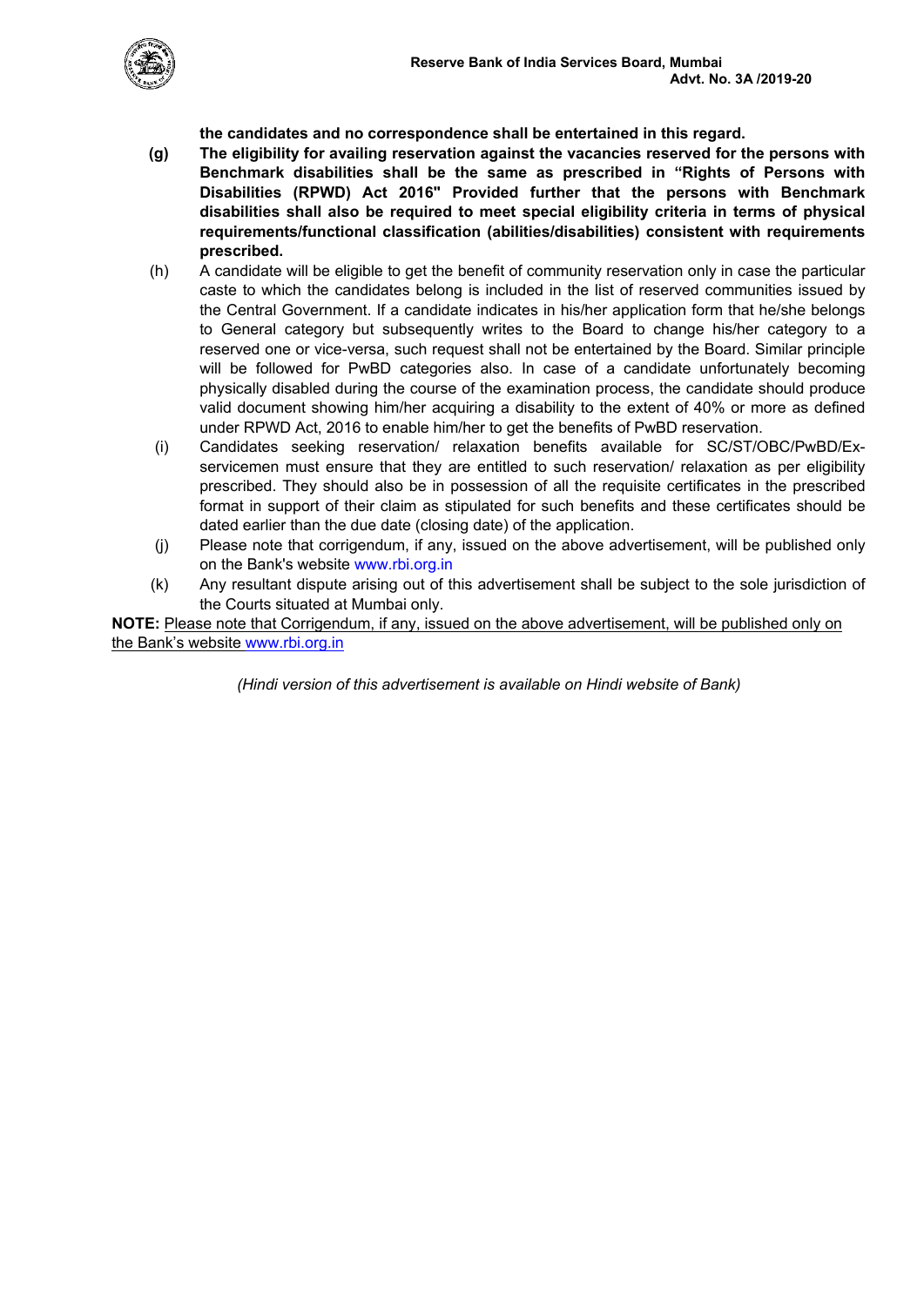**the candidates and no correspondence shall be entertained in this regard.**

**(g)** **The eligibility for availing reservation against the vacancies reserved for the persons with Benchmark disabilities shall be the same as prescribed in "Rights of Persons with Disabilities (RPWD) Act 2016" Provided further that the persons with Benchmark disabilities shall also be required to meet special eligibility criteria in terms of physical requirements/functional classification (abilities/disabilities) consistent with requirements prescribed.**

(h) A candidate will be eligible to get the benefit of community reservation only in case the particular caste to which the candidates belong is included in the list of reserved communities issued by the Central Government. If a candidate indicates in his/her application form that he/she belongs to General category but subsequently writes to the Board to change his/her category to a reserved one or vice-versa, such request shall not be entertained by the Board. Similar principle will be followed for PwBD categories also. In case of a candidate unfortunately becoming physically disabled during the course of the examination process, the candidate should produce valid document showing him/her acquiring a disability to the extent of 40% or more as defined under RPWD Act, 2016 to enable him/her to get the benefits of PwBD reservation.

(i) Candidates seeking reservation/ relaxation benefits available for SC/ST/OBC/PwBD/Ex-servicemen must ensure that they are entitled to such reservation/ relaxation as per eligibility prescribed. They should also be in possession of all the requisite certificates in the prescribed format in support of their claim as stipulated for such benefits and these certificates should be dated earlier than the due date (closing date) of the application.

(j) Please note that corrigendum, if any, issued on the above advertisement, will be published only on the Bank's website www.rbi.org.in

(k) Any resultant dispute arising out of this advertisement shall be subject to the sole jurisdiction of the Courts situated at Mumbai only.

**NOTE:** Please note that Corrigendum, if any, issued on the above advertisement, will be published only on the Bank's website www.rbi.org.in

*(Hindi version of this advertisement is available on Hindi website of Bank)*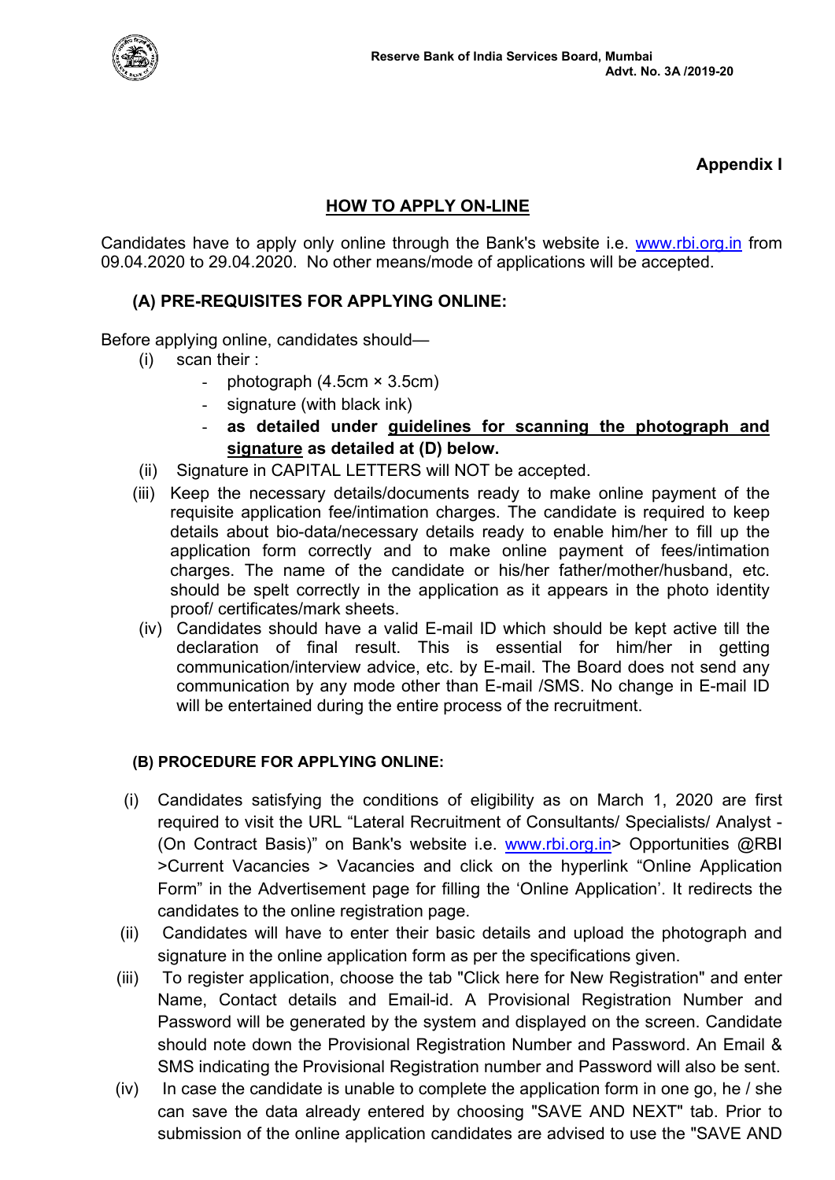Appendix I

## HOW TO APPLY ON-LINE

Candidates have to apply only online through the Bank's website i.e. www.rbi.org.in from 09.04.2020 to 29.04.2020. No other means/mode of applications will be accepted.

### (A) PRE-REQUISITES FOR APPLYING ONLINE:

Before applying online, candidates should—

(i) scan their :
- photograph (4.5cm × 3.5cm)
- signature (with black ink)
- **as detailed under guidelines for scanning the photograph and signature as detailed at (D) below.**

(ii) Signature in CAPITAL LETTERS will NOT be accepted.

(iii) Keep the necessary details/documents ready to make online payment of the requisite application fee/intimation charges. The candidate is required to keep details about bio-data/necessary details ready to enable him/her to fill up the application form correctly and to make online payment of fees/intimation charges. The name of the candidate or his/her father/mother/husband, etc. should be spelt correctly in the application as it appears in the photo identity proof/ certificates/mark sheets.

(iv) Candidates should have a valid E-mail ID which should be kept active till the declaration of final result. This is essential for him/her in getting communication/interview advice, etc. by E-mail. The Board does not send any communication by any mode other than E-mail /SMS. No change in E-mail ID will be entertained during the entire process of the recruitment.

### (B) PROCEDURE FOR APPLYING ONLINE:

(i) Candidates satisfying the conditions of eligibility as on March 1, 2020 are first required to visit the URL "Lateral Recruitment of Consultants/ Specialists/ Analyst - (On Contract Basis)" on Bank's website i.e. www.rbi.org.in> Opportunities @RBI >Current Vacancies > Vacancies and click on the hyperlink "Online Application Form" in the Advertisement page for filling the 'Online Application'. It redirects the candidates to the online registration page.

(ii) Candidates will have to enter their basic details and upload the photograph and signature in the online application form as per the specifications given.

(iii) To register application, choose the tab "Click here for New Registration" and enter Name, Contact details and Email-id. A Provisional Registration Number and Password will be generated by the system and displayed on the screen. Candidate should note down the Provisional Registration Number and Password. An Email & SMS indicating the Provisional Registration number and Password will also be sent.

(iv) In case the candidate is unable to complete the application form in one go, he / she can save the data already entered by choosing "SAVE AND NEXT" tab. Prior to submission of the online application candidates are advised to use the "SAVE AND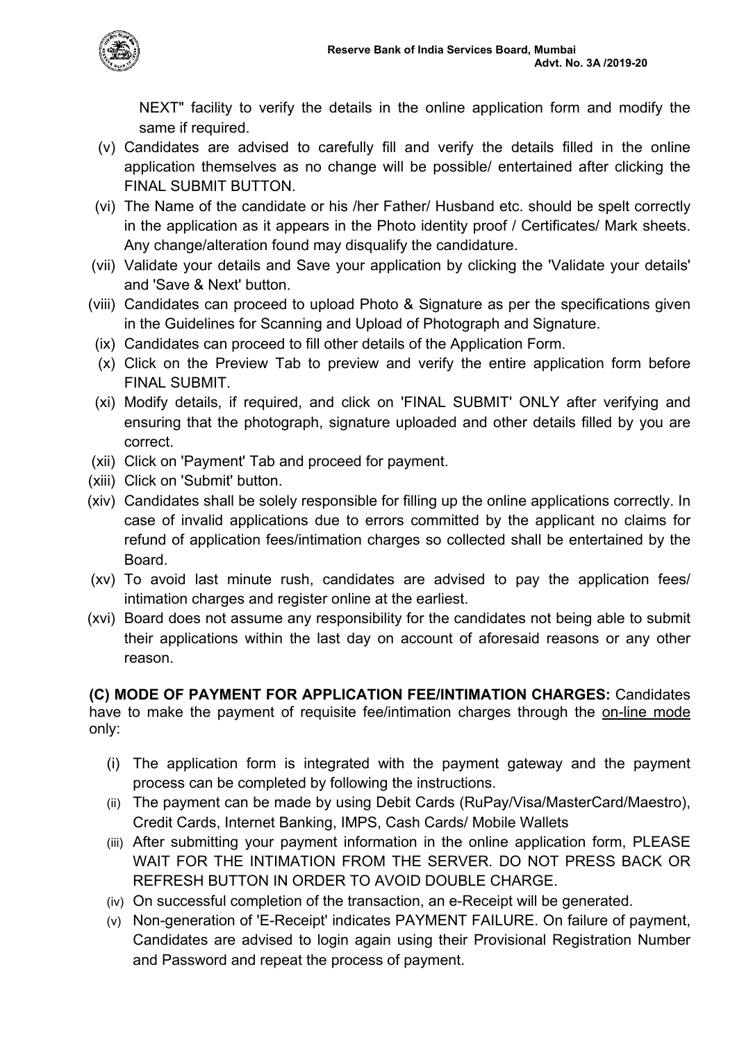NEXT" facility to verify the details in the online application form and modify the same if required.

(v) Candidates are advised to carefully fill and verify the details filled in the online application themselves as no change will be possible/ entertained after clicking the FINAL SUBMIT BUTTON.

(vi) The Name of the candidate or his /her Father/ Husband etc. should be spelt correctly in the application as it appears in the Photo identity proof / Certificates/ Mark sheets. Any change/alteration found may disqualify the candidature.

(vii) Validate your details and Save your application by clicking the 'Validate your details' and 'Save & Next' button.

(viii) Candidates can proceed to upload Photo & Signature as per the specifications given in the Guidelines for Scanning and Upload of Photograph and Signature.

(ix) Candidates can proceed to fill other details of the Application Form.

(x) Click on the Preview Tab to preview and verify the entire application form before FINAL SUBMIT.

(xi) Modify details, if required, and click on 'FINAL SUBMIT' ONLY after verifying and ensuring that the photograph, signature uploaded and other details filled by you are correct.

(xii) Click on 'Payment' Tab and proceed for payment.

(xiii) Click on 'Submit' button.

(xiv) Candidates shall be solely responsible for filling up the online applications correctly. In case of invalid applications due to errors committed by the applicant no claims for refund of application fees/intimation charges so collected shall be entertained by the Board.

(xv) To avoid last minute rush, candidates are advised to pay the application fees/ intimation charges and register online at the earliest.

(xvi) Board does not assume any responsibility for the candidates not being able to submit their applications within the last day on account of aforesaid reasons or any other reason.

**(C) MODE OF PAYMENT FOR APPLICATION FEE/INTIMATION CHARGES:** Candidates have to make the payment of requisite fee/intimation charges through the on-line mode only:

(i) The application form is integrated with the payment gateway and the payment process can be completed by following the instructions.

(ii) The payment can be made by using Debit Cards (RuPay/Visa/MasterCard/Maestro), Credit Cards, Internet Banking, IMPS, Cash Cards/ Mobile Wallets

(iii) After submitting your payment information in the online application form, PLEASE WAIT FOR THE INTIMATION FROM THE SERVER. DO NOT PRESS BACK OR REFRESH BUTTON IN ORDER TO AVOID DOUBLE CHARGE.

(iv) On successful completion of the transaction, an e-Receipt will be generated.

(v) Non-generation of 'E-Receipt' indicates PAYMENT FAILURE. On failure of payment, Candidates are advised to login again using their Provisional Registration Number and Password and repeat the process of payment.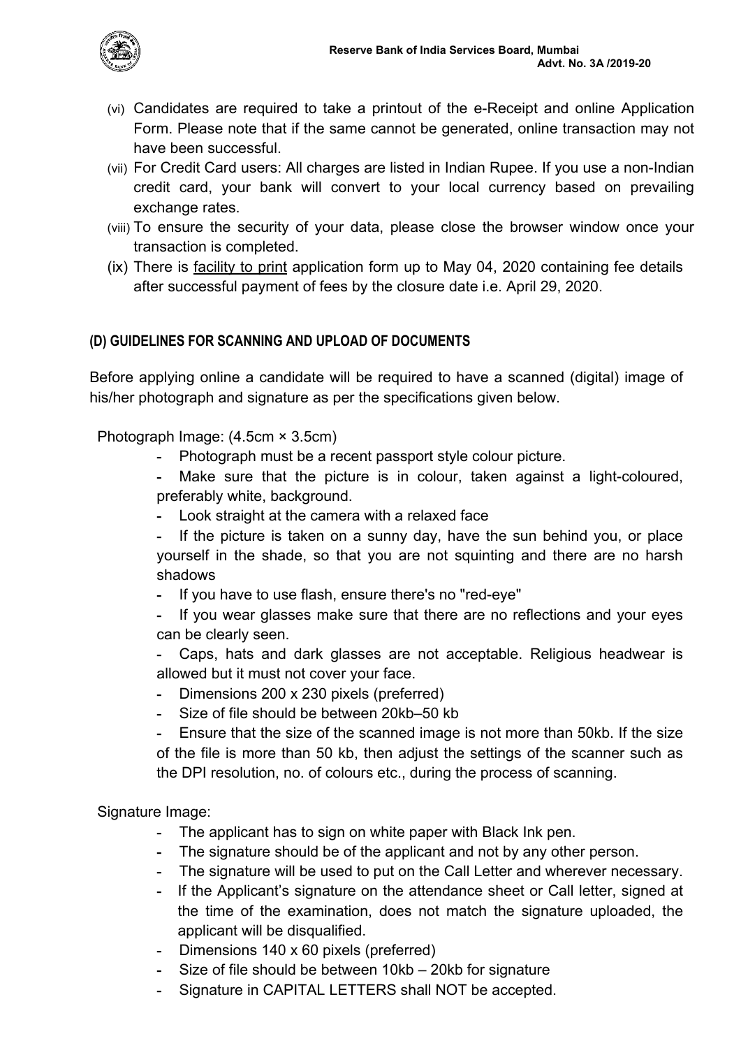(vi) Candidates are required to take a printout of the e-Receipt and online Application Form. Please note that if the same cannot be generated, online transaction may not have been successful.

(vii) For Credit Card users: All charges are listed in Indian Rupee. If you use a non-Indian credit card, your bank will convert to your local currency based on prevailing exchange rates.

(viii) To ensure the security of your data, please close the browser window once your transaction is completed.

(ix) There is facility to print application form up to May 04, 2020 containing fee details after successful payment of fees by the closure date i.e. April 29, 2020.

## (D) GUIDELINES FOR SCANNING AND UPLOAD OF DOCUMENTS

Before applying online a candidate will be required to have a scanned (digital) image of his/her photograph and signature as per the specifications given below.

Photograph Image: (4.5cm × 3.5cm)

- Photograph must be a recent passport style colour picture.
- Make sure that the picture is in colour, taken against a light-coloured, preferably white, background.
- Look straight at the camera with a relaxed face
- If the picture is taken on a sunny day, have the sun behind you, or place yourself in the shade, so that you are not squinting and there are no harsh shadows
- If you have to use flash, ensure there's no "red-eye"
- If you wear glasses make sure that there are no reflections and your eyes can be clearly seen.
- Caps, hats and dark glasses are not acceptable. Religious headwear is allowed but it must not cover your face.
- Dimensions 200 x 230 pixels (preferred)
- Size of file should be between 20kb–50 kb
- Ensure that the size of the scanned image is not more than 50kb. If the size of the file is more than 50 kb, then adjust the settings of the scanner such as the DPI resolution, no. of colours etc., during the process of scanning.

Signature Image:

- The applicant has to sign on white paper with Black Ink pen.
- The signature should be of the applicant and not by any other person.
- The signature will be used to put on the Call Letter and wherever necessary.
- If the Applicant's signature on the attendance sheet or Call letter, signed at the time of the examination, does not match the signature uploaded, the applicant will be disqualified.
- Dimensions 140 x 60 pixels (preferred)
- Size of file should be between 10kb – 20kb for signature
- Signature in CAPITAL LETTERS shall NOT be accepted.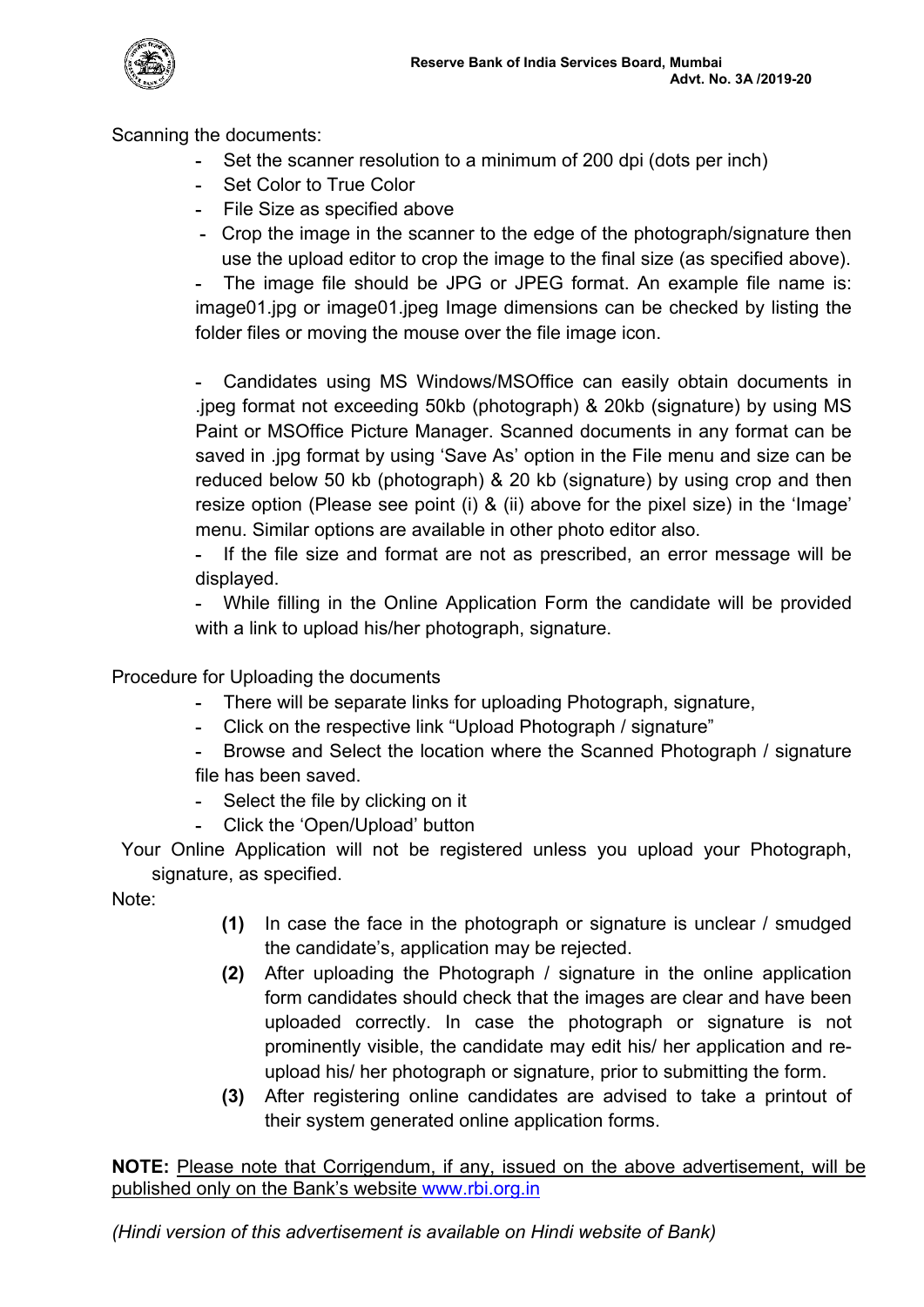Scanning the documents:

- Set the scanner resolution to a minimum of 200 dpi (dots per inch)
- Set Color to True Color
- File Size as specified above
- Crop the image in the scanner to the edge of the photograph/signature then use the upload editor to crop the image to the final size (as specified above).
- The image file should be JPG or JPEG format. An example file name is: image01.jpg or image01.jpeg Image dimensions can be checked by listing the folder files or moving the mouse over the file image icon.

- Candidates using MS Windows/MSOffice can easily obtain documents in .jpeg format not exceeding 50kb (photograph) & 20kb (signature) by using MS Paint or MSOffice Picture Manager. Scanned documents in any format can be saved in .jpg format by using 'Save As' option in the File menu and size can be reduced below 50 kb (photograph) & 20 kb (signature) by using crop and then resize option (Please see point (i) & (ii) above for the pixel size) in the 'Image' menu. Similar options are available in other photo editor also.
- If the file size and format are not as prescribed, an error message will be displayed.
- While filling in the Online Application Form the candidate will be provided with a link to upload his/her photograph, signature.

Procedure for Uploading the documents

- There will be separate links for uploading Photograph, signature,
- Click on the respective link "Upload Photograph / signature"
- Browse and Select the location where the Scanned Photograph / signature file has been saved.
- Select the file by clicking on it
- Click the 'Open/Upload' button

Your Online Application will not be registered unless you upload your Photograph, signature, as specified.

Note:

**(1)** In case the face in the photograph or signature is unclear / smudged the candidate's, application may be rejected.

**(2)** After uploading the Photograph / signature in the online application form candidates should check that the images are clear and have been uploaded correctly. In case the photograph or signature is not prominently visible, the candidate may edit his/ her application and re-upload his/ her photograph or signature, prior to submitting the form.

**(3)** After registering online candidates are advised to take a printout of their system generated online application forms.

**NOTE:** Please note that Corrigendum, if any, issued on the above advertisement, will be published only on the Bank's website www.rbi.org.in

*(Hindi version of this advertisement is available on Hindi website of Bank)*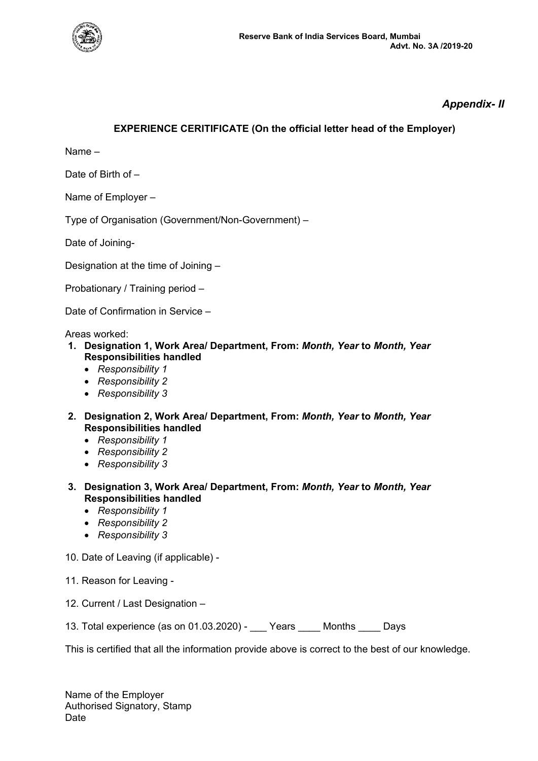*Appendix- II*

**EXPERIENCE CERITIFICATE (On the official letter head of the Employer)**

Name –

Date of Birth of –

Name of Employer –

Type of Organisation (Government/Non-Government) –

Date of Joining-

Designation at the time of Joining –

Probationary / Training period –

Date of Confirmation in Service –

Areas worked:

1. **Designation 1, Work Area/ Department, From:** ***Month, Year*** **to** ***Month, Year***
   **Responsibilities handled**
   - *Responsibility 1*
   - *Responsibility 2*
   - *Responsibility 3*

2. **Designation 2, Work Area/ Department, From:** ***Month, Year*** **to** ***Month, Year***
   **Responsibilities handled**
   - *Responsibility 1*
   - *Responsibility 2*
   - *Responsibility 3*

3. **Designation 3, Work Area/ Department, From:** ***Month, Year*** **to** ***Month, Year***
   **Responsibilities handled**
   - *Responsibility 1*
   - *Responsibility 2*
   - *Responsibility 3*

10. Date of Leaving (if applicable) -

11. Reason for Leaving -

12. Current / Last Designation –

13. Total experience (as on 01.03.2020) - ___ Years ____ Months ____ Days

This is certified that all the information provide above is correct to the best of our knowledge.

Name of the Employer
Authorised Signatory, Stamp
Date